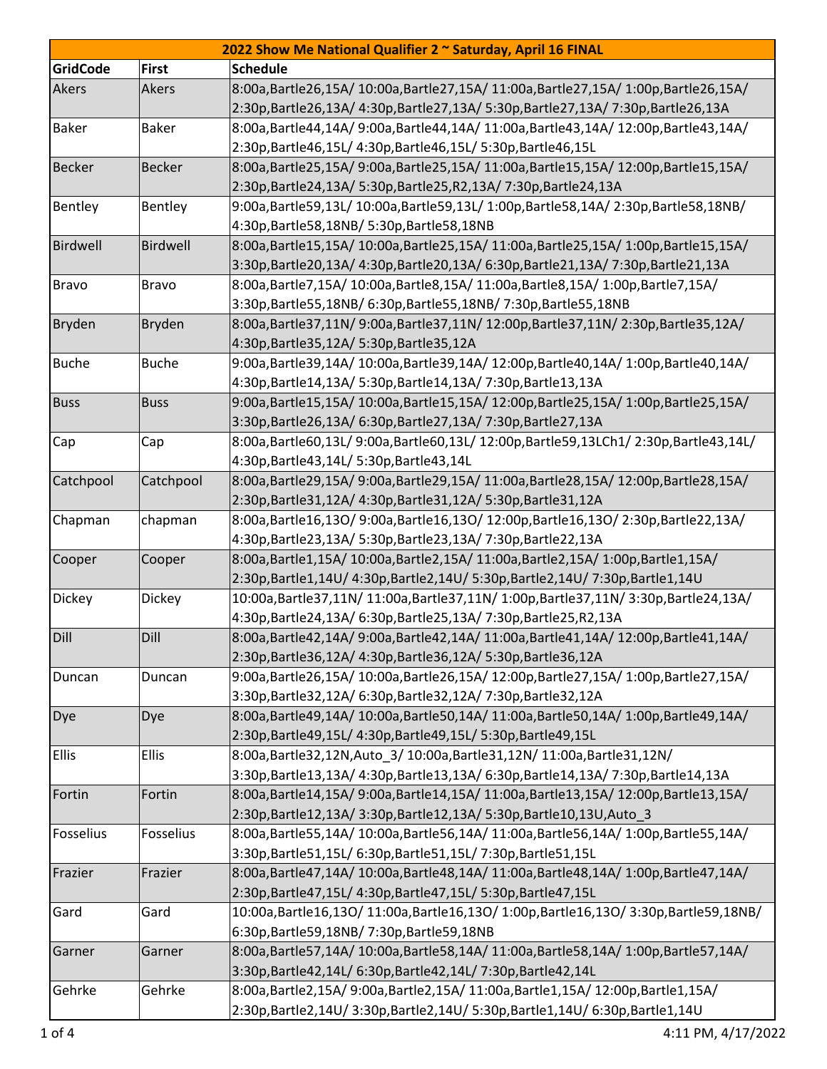| 2022 Show Me National Qualifier 2 ~ Saturday, April 16 FINAL | | |
|---|---|---|
| GridCode | First | Schedule |
| Akers | Akers | 8:00a,Bartle26,15A/ 10:00a,Bartle27,15A/ 11:00a,Bartle27,15A/ 1:00p,Bartle26,15A/ 2:30p,Bartle26,13A/ 4:30p,Bartle27,13A/ 5:30p,Bartle27,13A/ 7:30p,Bartle26,13A |
| Baker | Baker | 8:00a,Bartle44,14A/ 9:00a,Bartle44,14A/ 11:00a,Bartle43,14A/ 12:00p,Bartle43,14A/ 2:30p,Bartle46,15L/ 4:30p,Bartle46,15L/ 5:30p,Bartle46,15L |
| Becker | Becker | 8:00a,Bartle25,15A/ 9:00a,Bartle25,15A/ 11:00a,Bartle15,15A/ 12:00p,Bartle15,15A/ 2:30p,Bartle24,13A/ 5:30p,Bartle25,R2,13A/ 7:30p,Bartle24,13A |
| Bentley | Bentley | 9:00a,Bartle59,13L/ 10:00a,Bartle59,13L/ 1:00p,Bartle58,14A/ 2:30p,Bartle58,18NB/ 4:30p,Bartle58,18NB/ 5:30p,Bartle58,18NB |
| Birdwell | Birdwell | 8:00a,Bartle15,15A/ 10:00a,Bartle25,15A/ 11:00a,Bartle25,15A/ 1:00p,Bartle15,15A/ 3:30p,Bartle20,13A/ 4:30p,Bartle20,13A/ 6:30p,Bartle21,13A/ 7:30p,Bartle21,13A |
| Bravo | Bravo | 8:00a,Bartle7,15A/ 10:00a,Bartle8,15A/ 11:00a,Bartle8,15A/ 1:00p,Bartle7,15A/ 3:30p,Bartle55,18NB/ 6:30p,Bartle55,18NB/ 7:30p,Bartle55,18NB |
| Bryden | Bryden | 8:00a,Bartle37,11N/ 9:00a,Bartle37,11N/ 12:00p,Bartle37,11N/ 2:30p,Bartle35,12A/ 4:30p,Bartle35,12A/ 5:30p,Bartle35,12A |
| Buche | Buche | 9:00a,Bartle39,14A/ 10:00a,Bartle39,14A/ 12:00p,Bartle40,14A/ 1:00p,Bartle40,14A/ 4:30p,Bartle14,13A/ 5:30p,Bartle14,13A/ 7:30p,Bartle13,13A |
| Buss | Buss | 9:00a,Bartle15,15A/ 10:00a,Bartle15,15A/ 12:00p,Bartle25,15A/ 1:00p,Bartle25,15A/ 3:30p,Bartle26,13A/ 6:30p,Bartle27,13A/ 7:30p,Bartle27,13A |
| Cap | Cap | 8:00a,Bartle60,13L/ 9:00a,Bartle60,13L/ 12:00p,Bartle59,13LCh1/ 2:30p,Bartle43,14L/ 4:30p,Bartle43,14L/ 5:30p,Bartle43,14L |
| Catchpool | Catchpool | 8:00a,Bartle29,15A/ 9:00a,Bartle29,15A/ 11:00a,Bartle28,15A/ 12:00p,Bartle28,15A/ 2:30p,Bartle31,12A/ 4:30p,Bartle31,12A/ 5:30p,Bartle31,12A |
| Chapman | chapman | 8:00a,Bartle16,13O/ 9:00a,Bartle16,13O/ 12:00p,Bartle16,13O/ 2:30p,Bartle22,13A/ 4:30p,Bartle23,13A/ 5:30p,Bartle23,13A/ 7:30p,Bartle22,13A |
| Cooper | Cooper | 8:00a,Bartle1,15A/ 10:00a,Bartle2,15A/ 11:00a,Bartle2,15A/ 1:00p,Bartle1,15A/ 2:30p,Bartle1,14U/ 4:30p,Bartle2,14U/ 5:30p,Bartle2,14U/ 7:30p,Bartle1,14U |
| Dickey | Dickey | 10:00a,Bartle37,11N/ 11:00a,Bartle37,11N/ 1:00p,Bartle37,11N/ 3:30p,Bartle24,13A/ 4:30p,Bartle24,13A/ 6:30p,Bartle25,13A/ 7:30p,Bartle25,R2,13A |
| Dill | Dill | 8:00a,Bartle42,14A/ 9:00a,Bartle42,14A/ 11:00a,Bartle41,14A/ 12:00p,Bartle41,14A/ 2:30p,Bartle36,12A/ 4:30p,Bartle36,12A/ 5:30p,Bartle36,12A |
| Duncan | Duncan | 9:00a,Bartle26,15A/ 10:00a,Bartle26,15A/ 12:00p,Bartle27,15A/ 1:00p,Bartle27,15A/ 3:30p,Bartle32,12A/ 6:30p,Bartle32,12A/ 7:30p,Bartle32,12A |
| Dye | Dye | 8:00a,Bartle49,14A/ 10:00a,Bartle50,14A/ 11:00a,Bartle50,14A/ 1:00p,Bartle49,14A/ 2:30p,Bartle49,15L/ 4:30p,Bartle49,15L/ 5:30p,Bartle49,15L |
| Ellis | Ellis | 8:00a,Bartle32,12N,Auto_3/ 10:00a,Bartle31,12N/ 11:00a,Bartle31,12N/ 3:30p,Bartle13,13A/ 4:30p,Bartle13,13A/ 6:30p,Bartle14,13A/ 7:30p,Bartle14,13A |
| Fortin | Fortin | 8:00a,Bartle14,15A/ 9:00a,Bartle14,15A/ 11:00a,Bartle13,15A/ 12:00p,Bartle13,15A/ 2:30p,Bartle12,13A/ 3:30p,Bartle12,13A/ 5:30p,Bartle10,13U,Auto_3 |
| Fosselius | Fosselius | 8:00a,Bartle55,14A/ 10:00a,Bartle56,14A/ 11:00a,Bartle56,14A/ 1:00p,Bartle55,14A/ 3:30p,Bartle51,15L/ 6:30p,Bartle51,15L/ 7:30p,Bartle51,15L |
| Frazier | Frazier | 8:00a,Bartle47,14A/ 10:00a,Bartle48,14A/ 11:00a,Bartle48,14A/ 1:00p,Bartle47,14A/ 2:30p,Bartle47,15L/ 4:30p,Bartle47,15L/ 5:30p,Bartle47,15L |
| Gard | Gard | 10:00a,Bartle16,13O/ 11:00a,Bartle16,13O/ 1:00p,Bartle16,13O/ 3:30p,Bartle59,18NB/ 6:30p,Bartle59,18NB/ 7:30p,Bartle59,18NB |
| Garner | Garner | 8:00a,Bartle57,14A/ 10:00a,Bartle58,14A/ 11:00a,Bartle58,14A/ 1:00p,Bartle57,14A/ 3:30p,Bartle42,14L/ 6:30p,Bartle42,14L/ 7:30p,Bartle42,14L |
| Gehrke | Gehrke | 8:00a,Bartle2,15A/ 9:00a,Bartle2,15A/ 11:00a,Bartle1,15A/ 12:00p,Bartle1,15A/ 2:30p,Bartle2,14U/ 3:30p,Bartle2,14U/ 5:30p,Bartle1,14U/ 6:30p,Bartle1,14U |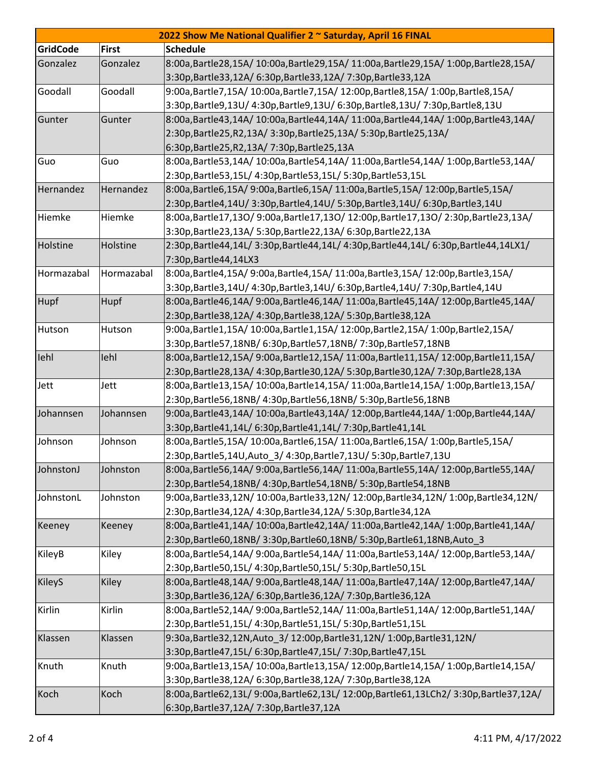| 2022 Show Me National Qualifier 2 ~ Saturday, April 16 FINAL | | |
|---|---|---|
| **GridCode** | **First** | **Schedule** |
| Gonzalez | Gonzalez | 8:00a,Bartle28,15A/ 10:00a,Bartle29,15A/ 11:00a,Bartle29,15A/ 1:00p,Bartle28,15A/ 3:30p,Bartle33,12A/ 6:30p,Bartle33,12A/ 7:30p,Bartle33,12A |
| Goodall | Goodall | 9:00a,Bartle7,15A/ 10:00a,Bartle7,15A/ 12:00p,Bartle8,15A/ 1:00p,Bartle8,15A/ 3:30p,Bartle9,13U/ 4:30p,Bartle9,13U/ 6:30p,Bartle8,13U/ 7:30p,Bartle8,13U |
| Gunter | Gunter | 8:00a,Bartle43,14A/ 10:00a,Bartle44,14A/ 11:00a,Bartle44,14A/ 1:00p,Bartle43,14A/ 2:30p,Bartle25,R2,13A/ 3:30p,Bartle25,13A/ 5:30p,Bartle25,13A/ 6:30p,Bartle25,R2,13A/ 7:30p,Bartle25,13A |
| Guo | Guo | 8:00a,Bartle53,14A/ 10:00a,Bartle54,14A/ 11:00a,Bartle54,14A/ 1:00p,Bartle53,14A/ 2:30p,Bartle53,15L/ 4:30p,Bartle53,15L/ 5:30p,Bartle53,15L |
| Hernandez | Hernandez | 8:00a,Bartle6,15A/ 9:00a,Bartle6,15A/ 11:00a,Bartle5,15A/ 12:00p,Bartle5,15A/ 2:30p,Bartle4,14U/ 3:30p,Bartle4,14U/ 5:30p,Bartle3,14U/ 6:30p,Bartle3,14U |
| Hiemke | Hiemke | 8:00a,Bartle17,13O/ 9:00a,Bartle17,13O/ 12:00p,Bartle17,13O/ 2:30p,Bartle23,13A/ 3:30p,Bartle23,13A/ 5:30p,Bartle22,13A/ 6:30p,Bartle22,13A |
| Holstine | Holstine | 2:30p,Bartle44,14L/ 3:30p,Bartle44,14L/ 4:30p,Bartle44,14L/ 6:30p,Bartle44,14LX1/ 7:30p,Bartle44,14LX3 |
| Hormazabal | Hormazabal | 8:00a,Bartle4,15A/ 9:00a,Bartle4,15A/ 11:00a,Bartle3,15A/ 12:00p,Bartle3,15A/ 3:30p,Bartle3,14U/ 4:30p,Bartle3,14U/ 6:30p,Bartle4,14U/ 7:30p,Bartle4,14U |
| Hupf | Hupf | 8:00a,Bartle46,14A/ 9:00a,Bartle46,14A/ 11:00a,Bartle45,14A/ 12:00p,Bartle45,14A/ 2:30p,Bartle38,12A/ 4:30p,Bartle38,12A/ 5:30p,Bartle38,12A |
| Hutson | Hutson | 9:00a,Bartle1,15A/ 10:00a,Bartle1,15A/ 12:00p,Bartle2,15A/ 1:00p,Bartle2,15A/ 3:30p,Bartle57,18NB/ 6:30p,Bartle57,18NB/ 7:30p,Bartle57,18NB |
| Iehl | Iehl | 8:00a,Bartle12,15A/ 9:00a,Bartle12,15A/ 11:00a,Bartle11,15A/ 12:00p,Bartle11,15A/ 2:30p,Bartle28,13A/ 4:30p,Bartle30,12A/ 5:30p,Bartle30,12A/ 7:30p,Bartle28,13A |
| Jett | Jett | 8:00a,Bartle13,15A/ 10:00a,Bartle14,15A/ 11:00a,Bartle14,15A/ 1:00p,Bartle13,15A/ 2:30p,Bartle56,18NB/ 4:30p,Bartle56,18NB/ 5:30p,Bartle56,18NB |
| Johannsen | Johannsen | 9:00a,Bartle43,14A/ 10:00a,Bartle43,14A/ 12:00p,Bartle44,14A/ 1:00p,Bartle44,14A/ 3:30p,Bartle41,14L/ 6:30p,Bartle41,14L/ 7:30p,Bartle41,14L |
| Johnson | Johnson | 8:00a,Bartle5,15A/ 10:00a,Bartle6,15A/ 11:00a,Bartle6,15A/ 1:00p,Bartle5,15A/ 2:30p,Bartle5,14U,Auto_3/ 4:30p,Bartle7,13U/ 5:30p,Bartle7,13U |
| JohnstonJ | Johnston | 8:00a,Bartle56,14A/ 9:00a,Bartle56,14A/ 11:00a,Bartle55,14A/ 12:00p,Bartle55,14A/ 2:30p,Bartle54,18NB/ 4:30p,Bartle54,18NB/ 5:30p,Bartle54,18NB |
| JohnstonL | Johnston | 9:00a,Bartle33,12N/ 10:00a,Bartle33,12N/ 12:00p,Bartle34,12N/ 1:00p,Bartle34,12N/ 2:30p,Bartle34,12A/ 4:30p,Bartle34,12A/ 5:30p,Bartle34,12A |
| Keeney | Keeney | 8:00a,Bartle41,14A/ 10:00a,Bartle42,14A/ 11:00a,Bartle42,14A/ 1:00p,Bartle41,14A/ 2:30p,Bartle60,18NB/ 3:30p,Bartle60,18NB/ 5:30p,Bartle61,18NB,Auto_3 |
| KileyB | Kiley | 8:00a,Bartle54,14A/ 9:00a,Bartle54,14A/ 11:00a,Bartle53,14A/ 12:00p,Bartle53,14A/ 2:30p,Bartle50,15L/ 4:30p,Bartle50,15L/ 5:30p,Bartle50,15L |
| KileyS | Kiley | 8:00a,Bartle48,14A/ 9:00a,Bartle48,14A/ 11:00a,Bartle47,14A/ 12:00p,Bartle47,14A/ 3:30p,Bartle36,12A/ 6:30p,Bartle36,12A/ 7:30p,Bartle36,12A |
| Kirlin | Kirlin | 8:00a,Bartle52,14A/ 9:00a,Bartle52,14A/ 11:00a,Bartle51,14A/ 12:00p,Bartle51,14A/ 2:30p,Bartle51,15L/ 4:30p,Bartle51,15L/ 5:30p,Bartle51,15L |
| Klassen | Klassen | 9:30a,Bartle32,12N,Auto_3/ 12:00p,Bartle31,12N/ 1:00p,Bartle31,12N/ 3:30p,Bartle47,15L/ 6:30p,Bartle47,15L/ 7:30p,Bartle47,15L |
| Knuth | Knuth | 9:00a,Bartle13,15A/ 10:00a,Bartle13,15A/ 12:00p,Bartle14,15A/ 1:00p,Bartle14,15A/ 3:30p,Bartle38,12A/ 6:30p,Bartle38,12A/ 7:30p,Bartle38,12A |
| Koch | Koch | 8:00a,Bartle62,13L/ 9:00a,Bartle62,13L/ 12:00p,Bartle61,13LCh2/ 3:30p,Bartle37,12A/ 6:30p,Bartle37,12A/ 7:30p,Bartle37,12A |

4:11 PM, 4/17/2022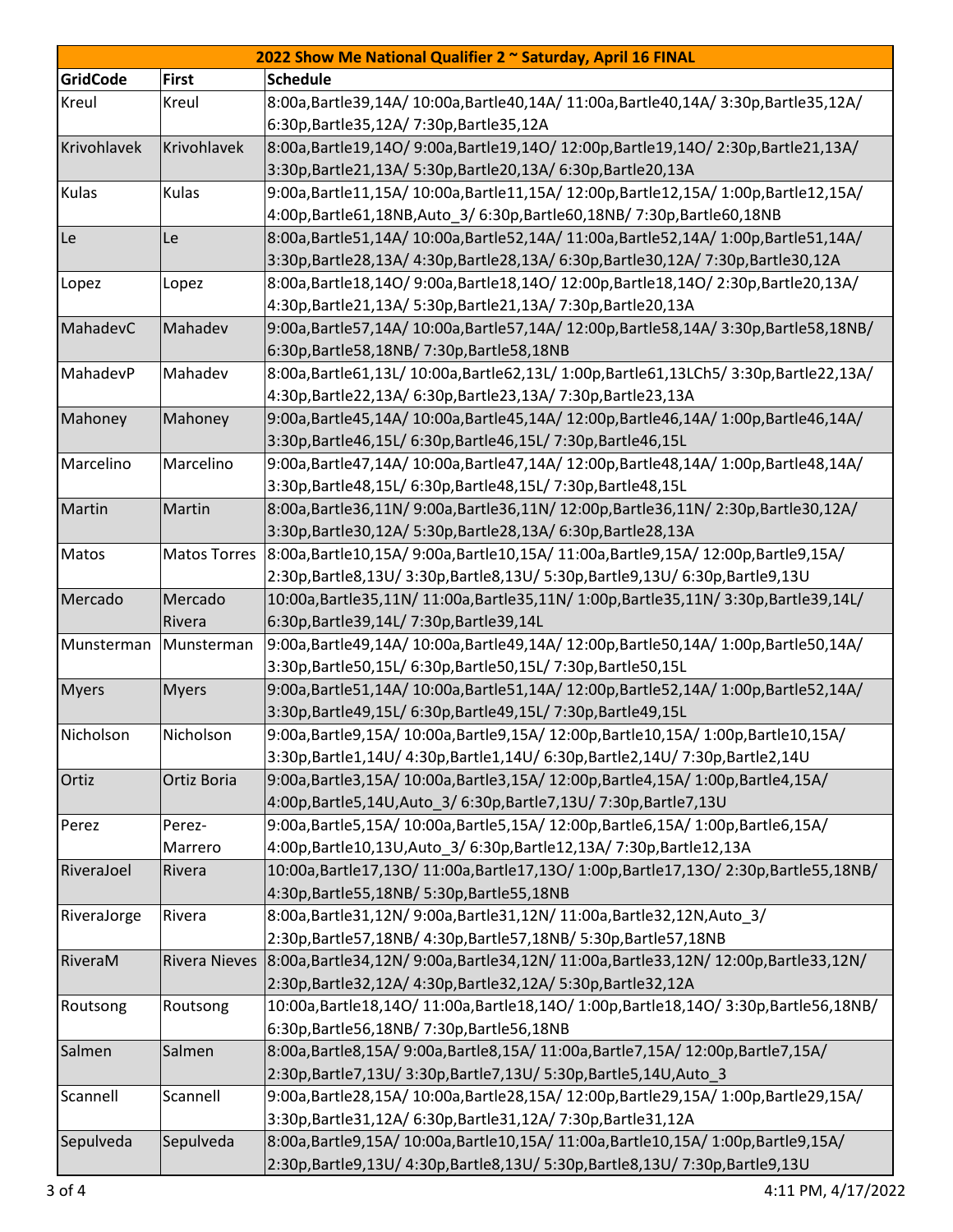| 2022 Show Me National Qualifier 2 ~ Saturday, April 16 FINAL | | |
|---|---|---|
| **GridCode** | **First** | **Schedule** |
| Kreul | Kreul | 8:00a,Bartle39,14A/ 10:00a,Bartle40,14A/ 11:00a,Bartle40,14A/ 3:30p,Bartle35,12A/ 6:30p,Bartle35,12A/ 7:30p,Bartle35,12A |
| Krivohlavek | Krivohlavek | 8:00a,Bartle19,14O/ 9:00a,Bartle19,14O/ 12:00p,Bartle19,14O/ 2:30p,Bartle21,13A/ 3:30p,Bartle21,13A/ 5:30p,Bartle20,13A/ 6:30p,Bartle20,13A |
| Kulas | Kulas | 9:00a,Bartle11,15A/ 10:00a,Bartle11,15A/ 12:00p,Bartle12,15A/ 1:00p,Bartle12,15A/ 4:00p,Bartle61,18NB,Auto_3/ 6:30p,Bartle60,18NB/ 7:30p,Bartle60,18NB |
| Le | Le | 8:00a,Bartle51,14A/ 10:00a,Bartle52,14A/ 11:00a,Bartle52,14A/ 1:00p,Bartle51,14A/ 3:30p,Bartle28,13A/ 4:30p,Bartle28,13A/ 6:30p,Bartle30,12A/ 7:30p,Bartle30,12A |
| Lopez | Lopez | 8:00a,Bartle18,14O/ 9:00a,Bartle18,14O/ 12:00p,Bartle18,14O/ 2:30p,Bartle20,13A/ 4:30p,Bartle21,13A/ 5:30p,Bartle21,13A/ 7:30p,Bartle20,13A |
| MahadevC | Mahadev | 9:00a,Bartle57,14A/ 10:00a,Bartle57,14A/ 12:00p,Bartle58,14A/ 3:30p,Bartle58,18NB/ 6:30p,Bartle58,18NB/ 7:30p,Bartle58,18NB |
| MahadevP | Mahadev | 8:00a,Bartle61,13L/ 10:00a,Bartle62,13L/ 1:00p,Bartle61,13LCh5/ 3:30p,Bartle22,13A/ 4:30p,Bartle22,13A/ 6:30p,Bartle23,13A/ 7:30p,Bartle23,13A |
| Mahoney | Mahoney | 9:00a,Bartle45,14A/ 10:00a,Bartle45,14A/ 12:00p,Bartle46,14A/ 1:00p,Bartle46,14A/ 3:30p,Bartle46,15L/ 6:30p,Bartle46,15L/ 7:30p,Bartle46,15L |
| Marcelino | Marcelino | 9:00a,Bartle47,14A/ 10:00a,Bartle47,14A/ 12:00p,Bartle48,14A/ 1:00p,Bartle48,14A/ 3:30p,Bartle48,15L/ 6:30p,Bartle48,15L/ 7:30p,Bartle48,15L |
| Martin | Martin | 8:00a,Bartle36,11N/ 9:00a,Bartle36,11N/ 12:00p,Bartle36,11N/ 2:30p,Bartle30,12A/ 3:30p,Bartle30,12A/ 5:30p,Bartle28,13A/ 6:30p,Bartle28,13A |
| Matos | Matos Torres | 8:00a,Bartle10,15A/ 9:00a,Bartle10,15A/ 11:00a,Bartle9,15A/ 12:00p,Bartle9,15A/ 2:30p,Bartle8,13U/ 3:30p,Bartle8,13U/ 5:30p,Bartle9,13U/ 6:30p,Bartle9,13U |
| Mercado | Mercado Rivera | 10:00a,Bartle35,11N/ 11:00a,Bartle35,11N/ 1:00p,Bartle35,11N/ 3:30p,Bartle39,14L/ 6:30p,Bartle39,14L/ 7:30p,Bartle39,14L |
| Munsterman | Munsterman | 9:00a,Bartle49,14A/ 10:00a,Bartle49,14A/ 12:00p,Bartle50,14A/ 1:00p,Bartle50,14A/ 3:30p,Bartle50,15L/ 6:30p,Bartle50,15L/ 7:30p,Bartle50,15L |
| Myers | Myers | 9:00a,Bartle51,14A/ 10:00a,Bartle51,14A/ 12:00p,Bartle52,14A/ 1:00p,Bartle52,14A/ 3:30p,Bartle49,15L/ 6:30p,Bartle49,15L/ 7:30p,Bartle49,15L |
| Nicholson | Nicholson | 9:00a,Bartle9,15A/ 10:00a,Bartle9,15A/ 12:00p,Bartle10,15A/ 1:00p,Bartle10,15A/ 3:30p,Bartle1,14U/ 4:30p,Bartle1,14U/ 6:30p,Bartle2,14U/ 7:30p,Bartle2,14U |
| Ortiz | Ortiz Boria | 9:00a,Bartle3,15A/ 10:00a,Bartle3,15A/ 12:00p,Bartle4,15A/ 1:00p,Bartle4,15A/ 4:00p,Bartle5,14U,Auto_3/ 6:30p,Bartle7,13U/ 7:30p,Bartle7,13U |
| Perez | Perez-Marrero | 9:00a,Bartle5,15A/ 10:00a,Bartle5,15A/ 12:00p,Bartle6,15A/ 1:00p,Bartle6,15A/ 4:00p,Bartle10,13U,Auto_3/ 6:30p,Bartle12,13A/ 7:30p,Bartle12,13A |
| RiveraJoel | Rivera | 10:00a,Bartle17,13O/ 11:00a,Bartle17,13O/ 1:00p,Bartle17,13O/ 2:30p,Bartle55,18NB/ 4:30p,Bartle55,18NB/ 5:30p,Bartle55,18NB |
| RiveraJorge | Rivera | 8:00a,Bartle31,12N/ 9:00a,Bartle31,12N/ 11:00a,Bartle32,12N,Auto_3/ 2:30p,Bartle57,18NB/ 4:30p,Bartle57,18NB/ 5:30p,Bartle57,18NB |
| RiveraM | Rivera Nieves | 8:00a,Bartle34,12N/ 9:00a,Bartle34,12N/ 11:00a,Bartle33,12N/ 12:00p,Bartle33,12N/ 2:30p,Bartle32,12A/ 4:30p,Bartle32,12A/ 5:30p,Bartle32,12A |
| Routsong | Routsong | 10:00a,Bartle18,14O/ 11:00a,Bartle18,14O/ 1:00p,Bartle18,14O/ 3:30p,Bartle56,18NB/ 6:30p,Bartle56,18NB/ 7:30p,Bartle56,18NB |
| Salmen | Salmen | 8:00a,Bartle8,15A/ 9:00a,Bartle8,15A/ 11:00a,Bartle7,15A/ 12:00p,Bartle7,15A/ 2:30p,Bartle7,13U/ 3:30p,Bartle7,13U/ 5:30p,Bartle5,14U,Auto_3 |
| Scannell | Scannell | 9:00a,Bartle28,15A/ 10:00a,Bartle28,15A/ 12:00p,Bartle29,15A/ 1:00p,Bartle29,15A/ 3:30p,Bartle31,12A/ 6:30p,Bartle31,12A/ 7:30p,Bartle31,12A |
| Sepulveda | Sepulveda | 8:00a,Bartle9,15A/ 10:00a,Bartle10,15A/ 11:00a,Bartle10,15A/ 1:00p,Bartle9,15A/ 2:30p,Bartle9,13U/ 4:30p,Bartle8,13U/ 5:30p,Bartle8,13U/ 7:30p,Bartle9,13U |

4:11 PM, 4/17/2022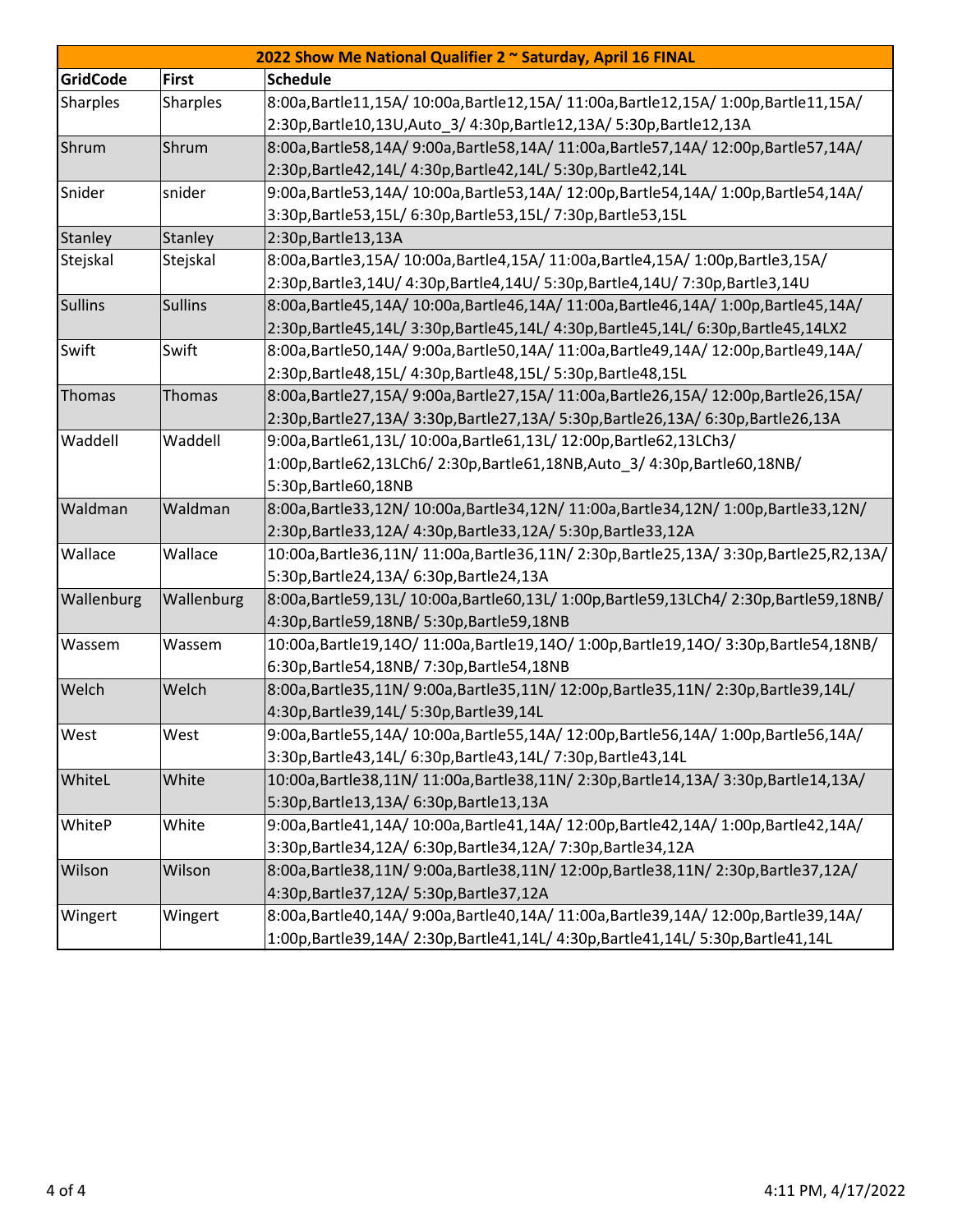| 2022 Show Me National Qualifier 2 ~ Saturday, April 16 FINAL | | |
|---|---|---|
| **GridCode** | **First** | **Schedule** |
| Sharples | Sharples | 8:00a,Bartle11,15A/ 10:00a,Bartle12,15A/ 11:00a,Bartle12,15A/ 1:00p,Bartle11,15A/ 2:30p,Bartle10,13U,Auto_3/ 4:30p,Bartle12,13A/ 5:30p,Bartle12,13A |
| Shrum | Shrum | 8:00a,Bartle58,14A/ 9:00a,Bartle58,14A/ 11:00a,Bartle57,14A/ 12:00p,Bartle57,14A/ 2:30p,Bartle42,14L/ 4:30p,Bartle42,14L/ 5:30p,Bartle42,14L |
| Snider | snider | 9:00a,Bartle53,14A/ 10:00a,Bartle53,14A/ 12:00p,Bartle54,14A/ 1:00p,Bartle54,14A/ 3:30p,Bartle53,15L/ 6:30p,Bartle53,15L/ 7:30p,Bartle53,15L |
| Stanley | Stanley | 2:30p,Bartle13,13A |
| Stejskal | Stejskal | 8:00a,Bartle3,15A/ 10:00a,Bartle4,15A/ 11:00a,Bartle4,15A/ 1:00p,Bartle3,15A/ 2:30p,Bartle3,14U/ 4:30p,Bartle4,14U/ 5:30p,Bartle4,14U/ 7:30p,Bartle3,14U |
| Sullins | Sullins | 8:00a,Bartle45,14A/ 10:00a,Bartle46,14A/ 11:00a,Bartle46,14A/ 1:00p,Bartle45,14A/ 2:30p,Bartle45,14L/ 3:30p,Bartle45,14L/ 4:30p,Bartle45,14L/ 6:30p,Bartle45,14LX2 |
| Swift | Swift | 8:00a,Bartle50,14A/ 9:00a,Bartle50,14A/ 11:00a,Bartle49,14A/ 12:00p,Bartle49,14A/ 2:30p,Bartle48,15L/ 4:30p,Bartle48,15L/ 5:30p,Bartle48,15L |
| Thomas | Thomas | 8:00a,Bartle27,15A/ 9:00a,Bartle27,15A/ 11:00a,Bartle26,15A/ 12:00p,Bartle26,15A/ 2:30p,Bartle27,13A/ 3:30p,Bartle27,13A/ 5:30p,Bartle26,13A/ 6:30p,Bartle26,13A |
| Waddell | Waddell | 9:00a,Bartle61,13L/ 10:00a,Bartle61,13L/ 12:00p,Bartle62,13LCh3/ 1:00p,Bartle62,13LCh6/ 2:30p,Bartle61,18NB,Auto_3/ 4:30p,Bartle60,18NB/ 5:30p,Bartle60,18NB |
| Waldman | Waldman | 8:00a,Bartle33,12N/ 10:00a,Bartle34,12N/ 11:00a,Bartle34,12N/ 1:00p,Bartle33,12N/ 2:30p,Bartle33,12A/ 4:30p,Bartle33,12A/ 5:30p,Bartle33,12A |
| Wallace | Wallace | 10:00a,Bartle36,11N/ 11:00a,Bartle36,11N/ 2:30p,Bartle25,13A/ 3:30p,Bartle25,R2,13A/ 5:30p,Bartle24,13A/ 6:30p,Bartle24,13A |
| Wallenburg | Wallenburg | 8:00a,Bartle59,13L/ 10:00a,Bartle60,13L/ 1:00p,Bartle59,13LCh4/ 2:30p,Bartle59,18NB/ 4:30p,Bartle59,18NB/ 5:30p,Bartle59,18NB |
| Wassem | Wassem | 10:00a,Bartle19,14O/ 11:00a,Bartle19,14O/ 1:00p,Bartle19,14O/ 3:30p,Bartle54,18NB/ 6:30p,Bartle54,18NB/ 7:30p,Bartle54,18NB |
| Welch | Welch | 8:00a,Bartle35,11N/ 9:00a,Bartle35,11N/ 12:00p,Bartle35,11N/ 2:30p,Bartle39,14L/ 4:30p,Bartle39,14L/ 5:30p,Bartle39,14L |
| West | West | 9:00a,Bartle55,14A/ 10:00a,Bartle55,14A/ 12:00p,Bartle56,14A/ 1:00p,Bartle56,14A/ 3:30p,Bartle43,14L/ 6:30p,Bartle43,14L/ 7:30p,Bartle43,14L |
| WhiteL | White | 10:00a,Bartle38,11N/ 11:00a,Bartle38,11N/ 2:30p,Bartle14,13A/ 3:30p,Bartle14,13A/ 5:30p,Bartle13,13A/ 6:30p,Bartle13,13A |
| WhiteP | White | 9:00a,Bartle41,14A/ 10:00a,Bartle41,14A/ 12:00p,Bartle42,14A/ 1:00p,Bartle42,14A/ 3:30p,Bartle34,12A/ 6:30p,Bartle34,12A/ 7:30p,Bartle34,12A |
| Wilson | Wilson | 8:00a,Bartle38,11N/ 9:00a,Bartle38,11N/ 12:00p,Bartle38,11N/ 2:30p,Bartle37,12A/ 4:30p,Bartle37,12A/ 5:30p,Bartle37,12A |
| Wingert | Wingert | 8:00a,Bartle40,14A/ 9:00a,Bartle40,14A/ 11:00a,Bartle39,14A/ 12:00p,Bartle39,14A/ 1:00p,Bartle39,14A/ 2:30p,Bartle41,14L/ 4:30p,Bartle41,14L/ 5:30p,Bartle41,14L |

4:11 PM, 4/17/2022